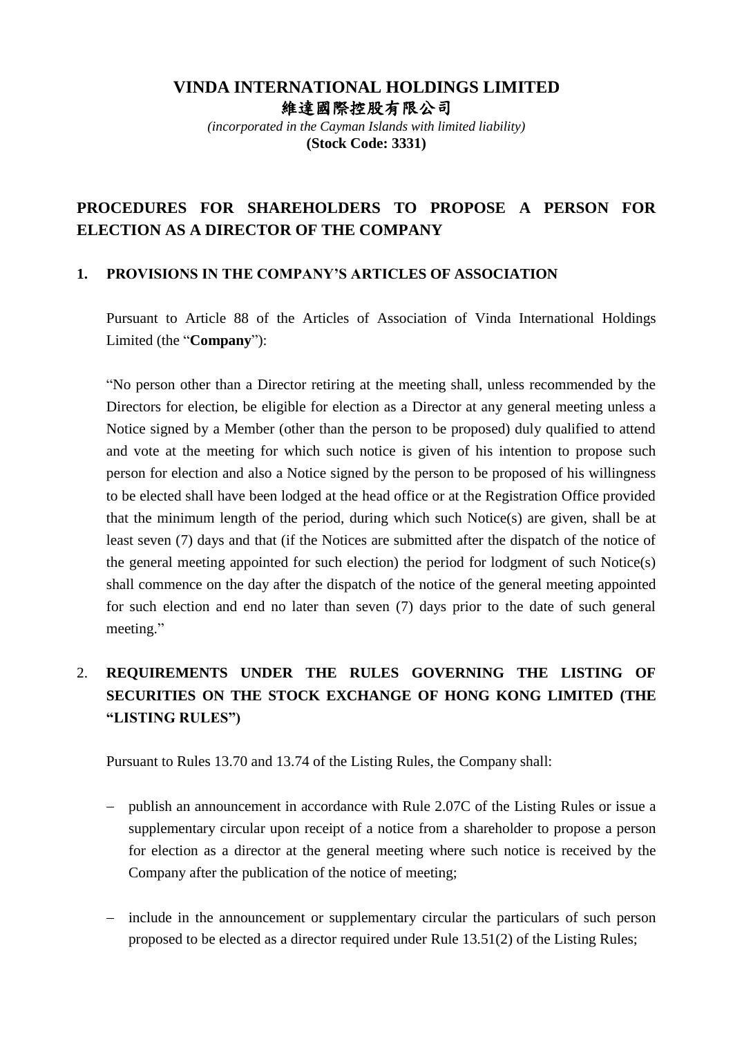# VINDA INTERNATIONAL HOLDINGS LIMITED

# 維達國際控股有限公司

*(incorporated in the Cayman Islands with limited liability)*

**(Stock Code: 3331)**

## PROCEDURES FOR SHAREHOLDERS TO PROPOSE A PERSON FOR ELECTION AS A DIRECTOR OF THE COMPANY

### 1. PROVISIONS IN THE COMPANY'S ARTICLES OF ASSOCIATION

Pursuant to Article 88 of the Articles of Association of Vinda International Holdings Limited (the "**Company**"):

"No person other than a Director retiring at the meeting shall, unless recommended by the Directors for election, be eligible for election as a Director at any general meeting unless a Notice signed by a Member (other than the person to be proposed) duly qualified to attend and vote at the meeting for which such notice is given of his intention to propose such person for election and also a Notice signed by the person to be proposed of his willingness to be elected shall have been lodged at the head office or at the Registration Office provided that the minimum length of the period, during which such Notice(s) are given, shall be at least seven (7) days and that (if the Notices are submitted after the dispatch of the notice of the general meeting appointed for such election) the period for lodgment of such Notice(s) shall commence on the day after the dispatch of the notice of the general meeting appointed for such election and end no later than seven (7) days prior to the date of such general meeting."

### 2. REQUIREMENTS UNDER THE RULES GOVERNING THE LISTING OF SECURITIES ON THE STOCK EXCHANGE OF HONG KONG LIMITED (THE "LISTING RULES")

Pursuant to Rules 13.70 and 13.74 of the Listing Rules, the Company shall:

- publish an announcement in accordance with Rule 2.07C of the Listing Rules or issue a supplementary circular upon receipt of a notice from a shareholder to propose a person for election as a director at the general meeting where such notice is received by the Company after the publication of the notice of meeting;
- include in the announcement or supplementary circular the particulars of such person proposed to be elected as a director required under Rule 13.51(2) of the Listing Rules;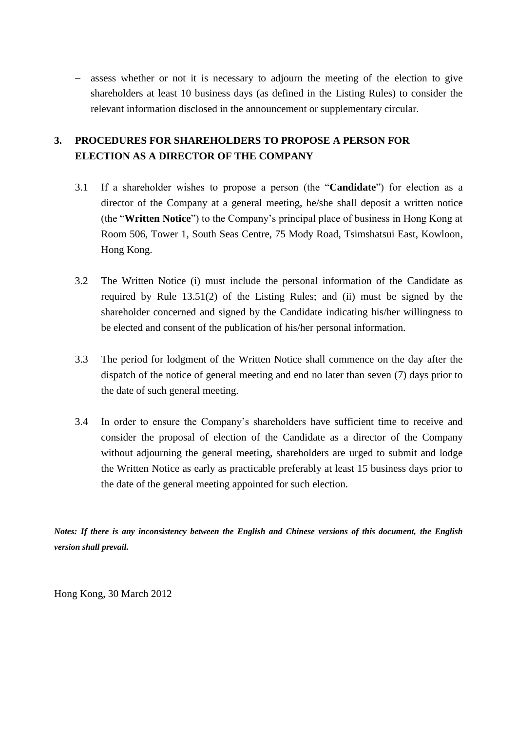– assess whether or not it is necessary to adjourn the meeting of the election to give shareholders at least 10 business days (as defined in the Listing Rules) to consider the relevant information disclosed in the announcement or supplementary circular.

## 3. PROCEDURES FOR SHAREHOLDERS TO PROPOSE A PERSON FOR ELECTION AS A DIRECTOR OF THE COMPANY

3.1 If a shareholder wishes to propose a person (the "**Candidate**") for election as a director of the Company at a general meeting, he/she shall deposit a written notice (the "**Written Notice**") to the Company's principal place of business in Hong Kong at Room 506, Tower 1, South Seas Centre, 75 Mody Road, Tsimshatsui East, Kowloon, Hong Kong.

3.2 The Written Notice (i) must include the personal information of the Candidate as required by Rule 13.51(2) of the Listing Rules; and (ii) must be signed by the shareholder concerned and signed by the Candidate indicating his/her willingness to be elected and consent of the publication of his/her personal information.

3.3 The period for lodgment of the Written Notice shall commence on the day after the dispatch of the notice of general meeting and end no later than seven (7) days prior to the date of such general meeting.

3.4 In order to ensure the Company's shareholders have sufficient time to receive and consider the proposal of election of the Candidate as a director of the Company without adjourning the general meeting, shareholders are urged to submit and lodge the Written Notice as early as practicable preferably at least 15 business days prior to the date of the general meeting appointed for such election.

***Notes: If there is any inconsistency between the English and Chinese versions of this document, the English version shall prevail.***

Hong Kong, 30 March 2012